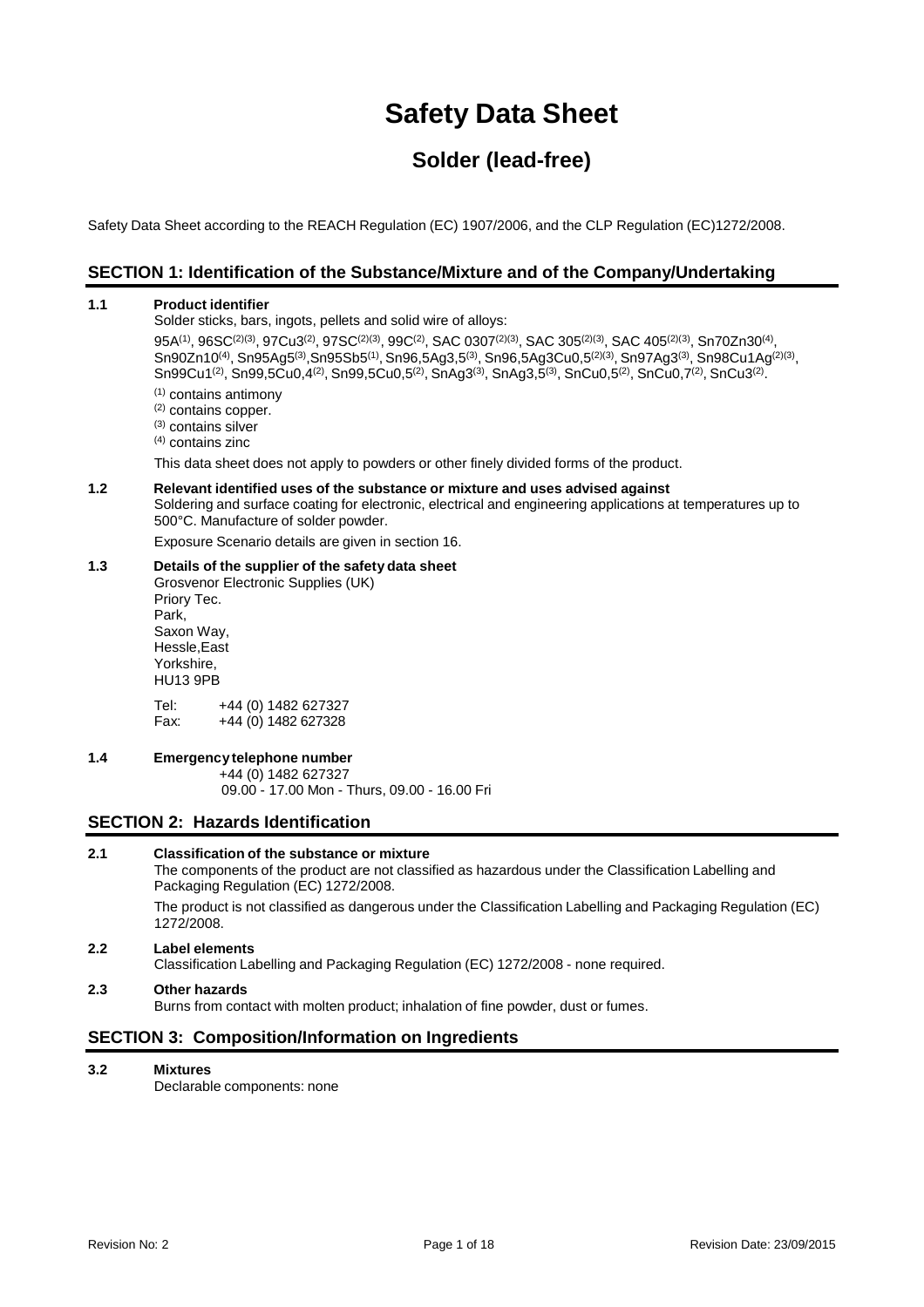# Safety Data Sheet

## Solder (lead-free)

Safety Data Sheet according to the REACH Regulation (EC) 1907/2006, and the CLP Regulation (EC)1272/2008.

## SECTION 1: Identification of the Substance/Mixture and of the Company/Undertaking

**1.1 Product identifier**

Solder sticks, bars, ingots, pellets and solid wire of alloys:

95A[(1)], 96SC[(2)(3)], 97Cu3[(2)], 97SC[(2)(3)], 99C[(2)], SAC 0307[(2)(3)], SAC 305[(2)(3)], SAC 405[(2)(3)], Sn70Zn30[(4)], Sn90Zn10[(4)], Sn95Ag5[(3)], Sn95Sb5[(1)], Sn96,5Ag3,5[(3)], Sn96,5Ag3Cu0,5[(2)(3)], Sn97Ag3[(3)], Sn98Cu1Ag[(2)(3)], Sn99Cu1[(2)], Sn99,5Cu0,4[(2)], Sn99,5Cu0,5[(2)], SnAg3[(3)], SnAg3,5[(3)], SnCu0,5[(2)], SnCu0,7[(2)], SnCu3[(2)].

(1) contains antimony
(2) contains copper.
(3) contains silver
(4) contains zinc

This data sheet does not apply to powders or other finely divided forms of the product.

**1.2 Relevant identified uses of the substance or mixture and uses advised against**

Soldering and surface coating for electronic, electrical and engineering applications at temperatures up to 500°C. Manufacture of solder powder.

Exposure Scenario details are given in section 16.

**1.3 Details of the supplier of the safety data sheet**

Grosvenor Electronic Supplies (UK)
Priory Tec.
Park,
Saxon Way,
Hessle,East
Yorkshire,
HU13 9PB

Tel: +44 (0) 1482 627327
Fax: +44 (0) 1482 627328

**1.4 Emergency telephone number**

+44 (0) 1482 627327
09.00 - 17.00 Mon - Thurs, 09.00 - 16.00 Fri

## SECTION 2: Hazards Identification

**2.1 Classification of the substance or mixture**

The components of the product are not classified as hazardous under the Classification Labelling and Packaging Regulation (EC) 1272/2008.

The product is not classified as dangerous under the Classification Labelling and Packaging Regulation (EC) 1272/2008.

**2.2 Label elements**

Classification Labelling and Packaging Regulation (EC) 1272/2008 - none required.

**2.3 Other hazards**

Burns from contact with molten product; inhalation of fine powder, dust or fumes.

## SECTION 3: Composition/Information on Ingredients

**3.2 Mixtures**

Declarable components: none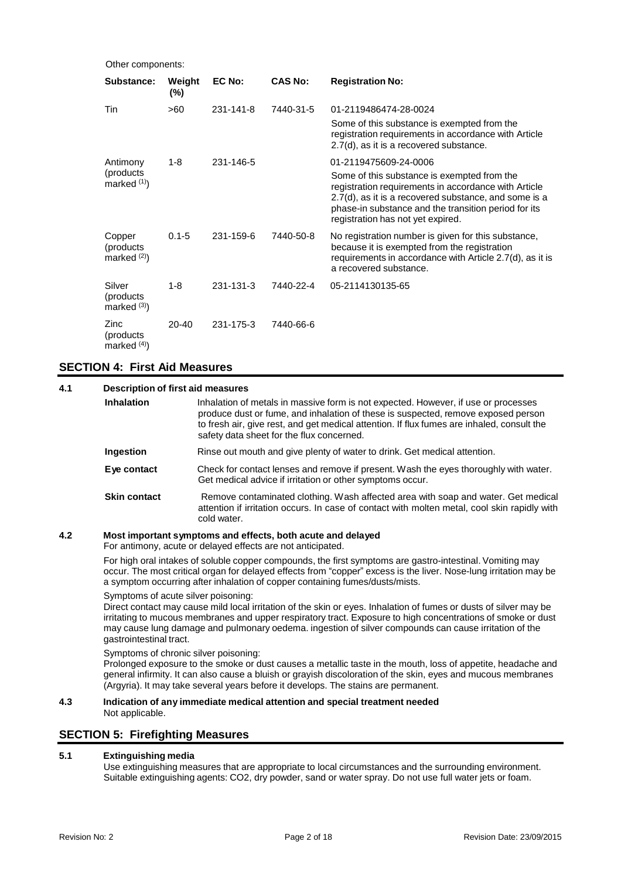Other components:

| Substance: | Weight (%) | EC No: | CAS No: | Registration No: |
|---|---|---|---|---|
| Tin | >60 | 231-141-8 | 7440-31-5 | 01-2119486474-28-0024<br>Some of this substance is exempted from the registration requirements in accordance with Article 2.7(d), as it is a recovered substance. |
| Antimony (products marked [1]) | 1-8 | 231-146-5 | | 01-2119475609-24-0006<br>Some of this substance is exempted from the registration requirements in accordance with Article 2.7(d), as it is a recovered substance, and some is a phase-in substance and the transition period for its registration has not yet expired. |
| Copper (products marked [2]) | 0.1-5 | 231-159-6 | 7440-50-8 | No registration number is given for this substance, because it is exempted from the registration requirements in accordance with Article 2.7(d), as it is a recovered substance. |
| Silver (products marked [3]) | 1-8 | 231-131-3 | 7440-22-4 | 05-2114130135-65 |
| Zinc (products marked [4]) | 20-40 | 231-175-3 | 7440-66-6 | |

## SECTION 4: First Aid Measures

### 4.1 Description of first aid measures

**Inhalation** Inhalation of metals in massive form is not expected. However, if use or processes produce dust or fume, and inhalation of these is suspected, remove exposed person to fresh air, give rest, and get medical attention. If flux fumes are inhaled, consult the safety data sheet for the flux concerned.

**Ingestion** Rinse out mouth and give plenty of water to drink. Get medical attention.

**Eye contact** Check for contact lenses and remove if present. Wash the eyes thoroughly with water. Get medical advice if irritation or other symptoms occur.

**Skin contact** Remove contaminated clothing. Wash affected area with soap and water. Get medical attention if irritation occurs. In case of contact with molten metal, cool skin rapidly with cold water.

### 4.2 Most important symptoms and effects, both acute and delayed

For antimony, acute or delayed effects are not anticipated.

For high oral intakes of soluble copper compounds, the first symptoms are gastro-intestinal. Vomiting may occur. The most critical organ for delayed effects from "copper" excess is the liver. Nose-lung irritation may be a symptom occurring after inhalation of copper containing fumes/dusts/mists.

Symptoms of acute silver poisoning:
Direct contact may cause mild local irritation of the skin or eyes. Inhalation of fumes or dusts of silver may be irritating to mucous membranes and upper respiratory tract. Exposure to high concentrations of smoke or dust may cause lung damage and pulmonary oedema. ingestion of silver compounds can cause irritation of the gastrointestinal tract.

Symptoms of chronic silver poisoning:
Prolonged exposure to the smoke or dust causes a metallic taste in the mouth, loss of appetite, headache and general infirmity. It can also cause a bluish or grayish discoloration of the skin, eyes and mucous membranes (Argyria). It may take several years before it develops. The stains are permanent.

### 4.3 Indication of any immediate medical attention and special treatment needed

Not applicable.

## SECTION 5: Firefighting Measures

### 5.1 Extinguishing media

Use extinguishing measures that are appropriate to local circumstances and the surrounding environment. Suitable extinguishing agents: $CO_2$, dry powder, sand or water spray. Do not use full water jets or foam.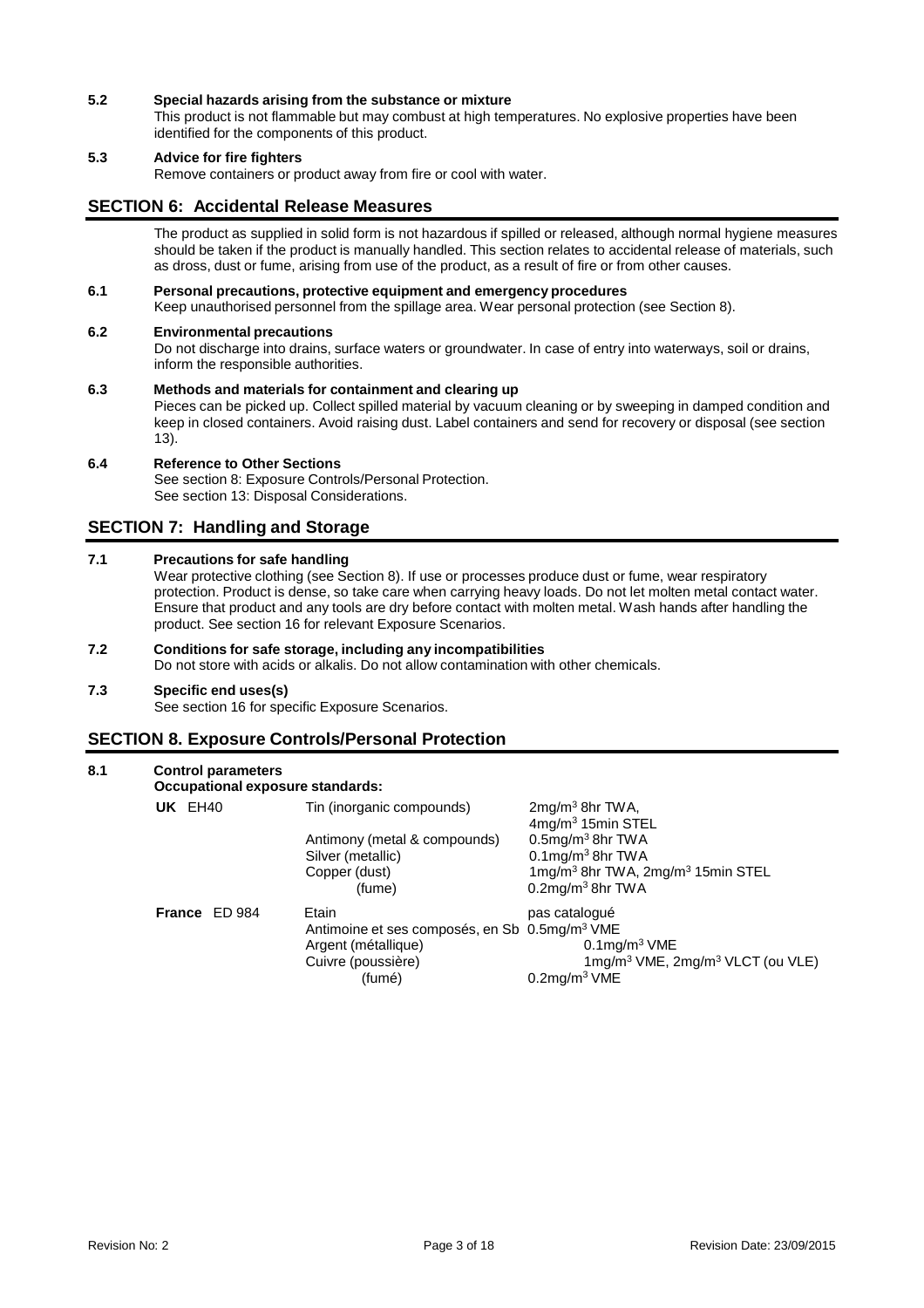**5.2 Special hazards arising from the substance or mixture**

This product is not flammable but may combust at high temperatures. No explosive properties have been identified for the components of this product.

**5.3 Advice for fire fighters**

Remove containers or product away from fire or cool with water.

## SECTION 6: Accidental Release Measures

The product as supplied in solid form is not hazardous if spilled or released, although normal hygiene measures should be taken if the product is manually handled. This section relates to accidental release of materials, such as dross, dust or fume, arising from use of the product, as a result of fire or from other causes.

**6.1 Personal precautions, protective equipment and emergency procedures**

Keep unauthorised personnel from the spillage area. Wear personal protection (see Section 8).

**6.2 Environmental precautions**

Do not discharge into drains, surface waters or groundwater. In case of entry into waterways, soil or drains, inform the responsible authorities.

**6.3 Methods and materials for containment and clearing up**

Pieces can be picked up. Collect spilled material by vacuum cleaning or by sweeping in damped condition and keep in closed containers. Avoid raising dust. Label containers and send for recovery or disposal (see section 13).

**6.4 Reference to Other Sections**

See section 8: Exposure Controls/Personal Protection.
See section 13: Disposal Considerations.

## SECTION 7: Handling and Storage

**7.1 Precautions for safe handling**

Wear protective clothing (see Section 8). If use or processes produce dust or fume, wear respiratory protection. Product is dense, so take care when carrying heavy loads. Do not let molten metal contact water. Ensure that product and any tools are dry before contact with molten metal. Wash hands after handling the product. See section 16 for relevant Exposure Scenarios.

**7.2 Conditions for safe storage, including any incompatibilities**

Do not store with acids or alkalis. Do not allow contamination with other chemicals.

**7.3 Specific end uses(s)**

See section 16 for specific Exposure Scenarios.

## SECTION 8. Exposure Controls/Personal Protection

**8.1 Control parameters**

**Occupational exposure standards:**

| | | |
|---|---|---|
| **UK** EH40 | Tin (inorganic compounds) | 2mg/m$^3$ 8hr TWA, 4mg/m$^3$ 15min STEL |
| | Antimony (metal & compounds) | 0.5mg/m$^3$ 8hr TWA |
| | Silver (metallic) | 0.1mg/m$^3$ 8hr TWA |
| | Copper (dust) | 1mg/m$^3$ 8hr TWA, 2mg/m$^3$ 15min STEL |
| | (fume) | 0.2mg/m$^3$ 8hr TWA |
| **France** ED 984 | Etain | pas catalogué |
| | Antimoine et ses composés, en Sb | 0.5mg/m$^3$ VME |
| | Argent (métallique) | 0.1mg/m$^3$ VME |
| | Cuivre (poussière) | 1mg/m$^3$ VME, 2mg/m$^3$ VLCT (ou VLE) |
| | (fumé) | 0.2mg/m$^3$ VME |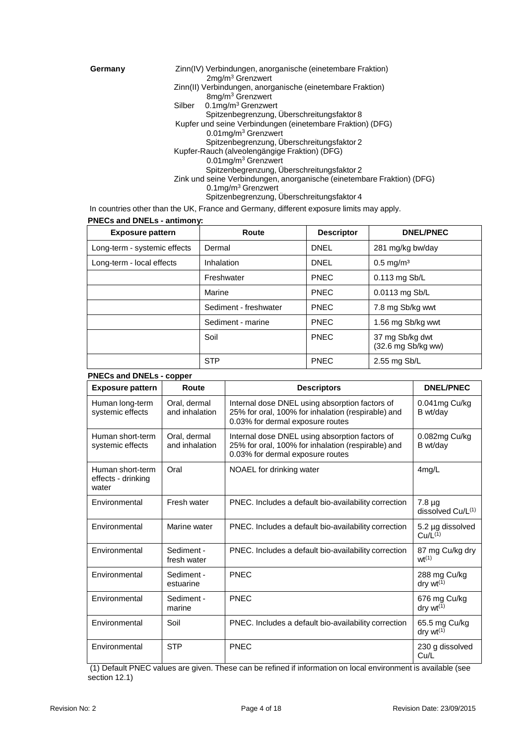**Germany**

Zinn(IV) Verbindungen, anorganische (einetembare Fraktion)
$2 mg/m^3$ Grenzwert
Zinn(II) Verbindungen, anorganische (einetembare Fraktion)
$8 mg/m^3$ Grenzwert
Silber $0.1 mg/m^3$ Grenzwert
Spitzenbegrenzung, Überschreitungsfaktor 8
Kupfer und seine Verbindungen (einetembare Fraktion) (DFG)
$0.01 mg/m^3$ Grenzwert
Spitzenbegrenzung, Überschreitungsfaktor 2
Kupfer-Rauch (alveolengängige Fraktion) (DFG)
$0.01 mg/m^3$ Grenzwert
Spitzenbegrenzung, Überschreitungsfaktor 2
Zink und seine Verbindungen, anorganische (einetembare Fraktion) (DFG)
$0.1 mg/m^3$ Grenzwert
Spitzenbegrenzung, Überschreitungsfaktor 4

In countries other than the UK, France and Germany, different exposure limits may apply.

**PNECs and DNELs - antimony:**

| Exposure pattern | Route | Descriptor | DNEL/PNEC |
|---|---|---|---|
| Long-term - systemic effects | Dermal | DNEL | 281 mg/kg bw/day |
| Long-term - local effects | Inhalation | DNEL | $0.5 mg/m^3$ |
| | Freshwater | PNEC | 0.113 mg Sb/L |
| | Marine | PNEC | 0.0113 mg Sb/L |
| | Sediment - freshwater | PNEC | 7.8 mg Sb/kg wwt |
| | Sediment - marine | PNEC | 1.56 mg Sb/kg wwt |
| | Soil | PNEC | 37 mg Sb/kg dwt (32.6 mg Sb/kg ww) |
| | STP | PNEC | 2.55 mg Sb/L |

**PNECs and DNELs - copper**

| Exposure pattern | Route | Descriptors | DNEL/PNEC |
|---|---|---|---|
| Human long-term systemic effects | Oral, dermal and inhalation | Internal dose DNEL using absorption factors of 25% for oral, 100% for inhalation (respirable) and 0.03% for dermal exposure routes | 0.041mg Cu/kg B wt/day |
| Human short-term systemic effects | Oral, dermal and inhalation | Internal dose DNEL using absorption factors of 25% for oral, 100% for inhalation (respirable) and 0.03% for dermal exposure routes | 0.082mg Cu/kg B wt/day |
| Human short-term effects - drinking water | Oral | NOAEL for drinking water | 4mg/L |
| Environmental | Fresh water | PNEC. Includes a default bio-availability correction | 7.8 µg dissolved Cu/L(1) |
| Environmental | Marine water | PNEC. Includes a default bio-availability correction | 5.2 µg dissolved Cu/L(1) |
| Environmental | Sediment - fresh water | PNEC. Includes a default bio-availability correction | 87 mg Cu/kg dry wt(1) |
| Environmental | Sediment - estuarine | PNEC | 288 mg Cu/kg dry wt(1) |
| Environmental | Sediment - marine | PNEC | 676 mg Cu/kg dry wt(1) |
| Environmental | Soil | PNEC. Includes a default bio-availability correction | 65.5 mg Cu/kg dry wt(1) |
| Environmental | STP | PNEC | 230 g dissolved Cu/L |

(1) Default PNEC values are given. These can be refined if information on local environment is available (see section 12.1)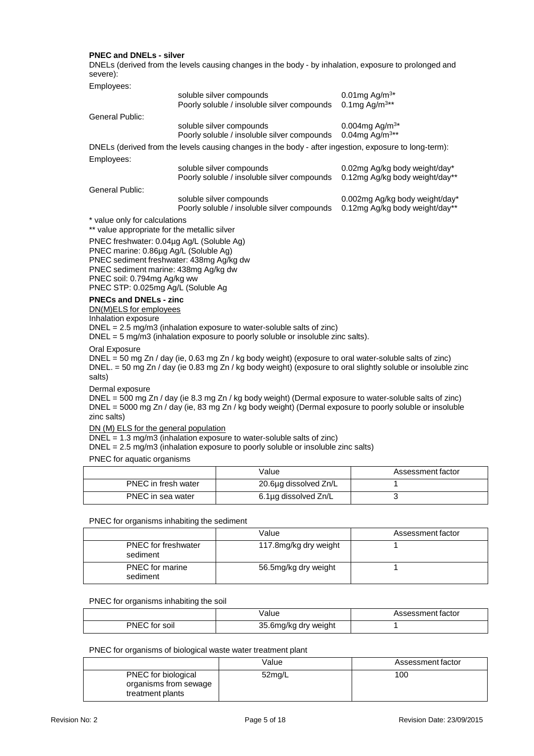**PNEC and DNELs - silver**

DNELs (derived from the levels causing changes in the body - by inhalation, exposure to prolonged and severe):

Employees:

| | | |
|---|---|---|
| | soluble silver compounds | 0.01mg Ag/m$^3$* |
| | Poorly soluble / insoluble silver compounds | 0.1mg Ag/m$^3$** |

General Public:

| | | |
|---|---|---|
| | soluble silver compounds | 0.004mg Ag/m$^3$* |
| | Poorly soluble / insoluble silver compounds | 0.04mg Ag/m$^3$** |

DNELs (derived from the levels causing changes in the body - after ingestion, exposure to long-term):

Employees:

| | | |
|---|---|---|
| | soluble silver compounds | 0.02mg Ag/kg body weight/day* |
| | Poorly soluble / insoluble silver compounds | 0.12mg Ag/kg body weight/day** |

General Public:

| | | |
|---|---|---|
| | soluble silver compounds | 0.002mg Ag/kg body weight/day* |
| | Poorly soluble / insoluble silver compounds | 0.12mg Ag/kg body weight/day** |

* value only for calculations
** value appropriate for the metallic silver

PNEC freshwater: 0.04µg Ag/L (Soluble Ag)
PNEC marine: 0.86µg Ag/L (Soluble Ag)
PNEC sediment freshwater: 438mg Ag/kg dw
PNEC sediment marine: 438mg Ag/kg dw
PNEC soil: 0.794mg Ag/kg ww
PNEC STP: 0.025mg Ag/L (Soluble Ag

**PNECs and DNELs - zinc**

DN(M)ELS for employees

Inhalation exposure

DNEL = 2.5 mg/m3 (inhalation exposure to water-soluble salts of zinc)
DNEL = 5 mg/m3 (inhalation exposure to poorly soluble or insoluble zinc salts).

Oral Exposure

DNEL = 50 mg Zn / day (ie, 0.63 mg Zn / kg body weight) (exposure to oral water-soluble salts of zinc)
DNEL. = 50 mg Zn / day (ie 0.83 mg Zn / kg body weight) (exposure to oral slightly soluble or insoluble zinc salts)

Dermal exposure

DNEL = 500 mg Zn / day (ie 8.3 mg Zn / kg body weight) (Dermal exposure to water-soluble salts of zinc)
DNEL = 5000 mg Zn / day (ie, 83 mg Zn / kg body weight) (Dermal exposure to poorly soluble or insoluble zinc salts)

DN (M) ELS for the general population

DNEL = 1.3 mg/m3 (inhalation exposure to water-soluble salts of zinc)
DNEL = 2.5 mg/m3 (inhalation exposure to poorly soluble or insoluble zinc salts)

PNEC for aquatic organisms

| | Value | Assessment factor |
|---|---|---|
| PNEC in fresh water | 20.6µg dissolved Zn/L | 1 |
| PNEC in sea water | 6.1µg dissolved Zn/L | 3 |

PNEC for organisms inhabiting the sediment

| | Value | Assessment factor |
|---|---|---|
| PNEC for freshwater sediment | 117.8mg/kg dry weight | 1 |
| PNEC for marine sediment | 56.5mg/kg dry weight | 1 |

PNEC for organisms inhabiting the soil

| | Value | Assessment factor |
|---|---|---|
| PNEC for soil | 35.6mg/kg dry weight | 1 |

PNEC for organisms of biological waste water treatment plant

| | Value | Assessment factor |
|---|---|---|
| PNEC for biological organisms from sewage treatment plants | 52mg/L | 100 |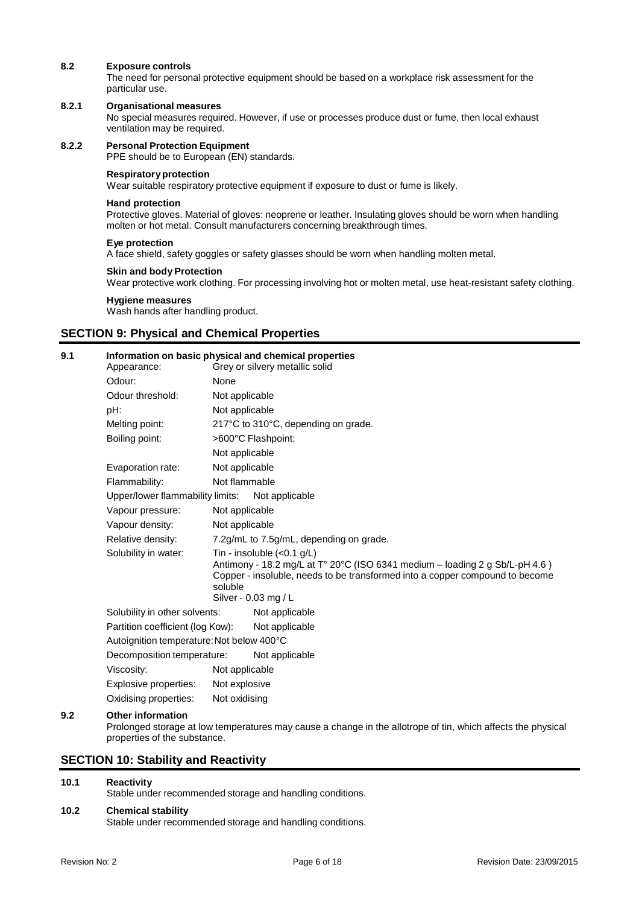**8.2 Exposure controls**

The need for personal protective equipment should be based on a workplace risk assessment for the particular use.

**8.2.1 Organisational measures**

No special measures required. However, if use or processes produce dust or fume, then local exhaust ventilation may be required.

**8.2.2 Personal Protection Equipment**

PPE should be to European (EN) standards.

**Respiratory protection**

Wear suitable respiratory protective equipment if exposure to dust or fume is likely.

**Hand protection**

Protective gloves. Material of gloves: neoprene or leather. Insulating gloves should be worn when handling molten or hot metal. Consult manufacturers concerning breakthrough times.

**Eye protection**

A face shield, safety goggles or safety glasses should be worn when handling molten metal.

**Skin and body Protection**

Wear protective work clothing. For processing involving hot or molten metal, use heat-resistant safety clothing.

**Hygiene measures**

Wash hands after handling product.

## SECTION 9: Physical and Chemical Properties

**9.1 Information on basic physical and chemical properties**

| Property | Value |
|---|---|
| Appearance: | Grey or silvery metallic solid |
| Odour: | None |
| Odour threshold: | Not applicable |
| pH: | Not applicable |
| Melting point: | 217°C to 310°C, depending on grade. |
| Boiling point: | >600°C Flashpoint: |
| | Not applicable |
| Evaporation rate: | Not applicable |
| Flammability: | Not flammable |
| Upper/lower flammability limits: | Not applicable |
| Vapour pressure: | Not applicable |
| Vapour density: | Not applicable |
| Relative density: | 7.2g/mL to 7.5g/mL, depending on grade. |
| Solubility in water: | Tin - insoluble (<0.1 g/L)<br>Antimony - 18.2 mg/L at T° 20°C (ISO 6341 medium – loading 2 g Sb/L-pH 4.6 )<br>Copper - insoluble, needs to be transformed into a copper compound to become soluble<br>Silver - 0.03 mg / L |
| Solubility in other solvents: | Not applicable |
| Partition coefficient (log Kow): | Not applicable |
| Autoignition temperature: | Not below 400°C |
| Decomposition temperature: | Not applicable |
| Viscosity: | Not applicable |
| Explosive properties: | Not explosive |
| Oxidising properties: | Not oxidising |

**9.2 Other information**

Prolonged storage at low temperatures may cause a change in the allotrope of tin, which affects the physical properties of the substance.

## SECTION 10: Stability and Reactivity

**10.1 Reactivity**

Stable under recommended storage and handling conditions.

**10.2 Chemical stability**

Stable under recommended storage and handling conditions.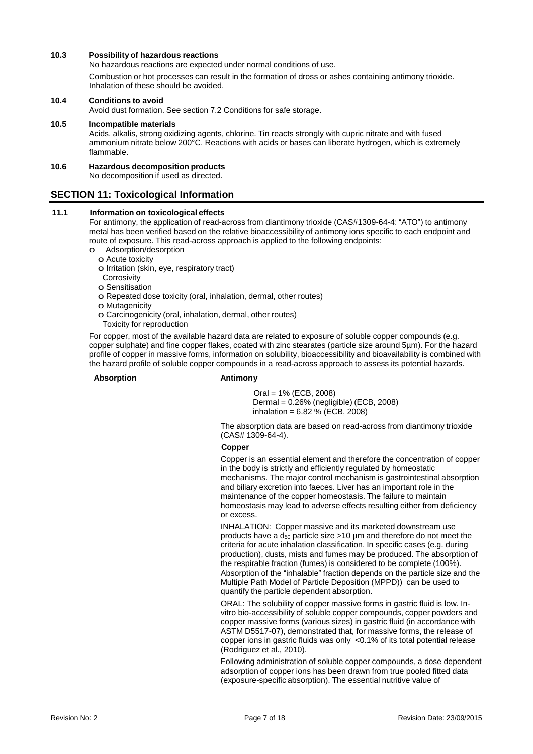**10.3 Possibility of hazardous reactions**

No hazardous reactions are expected under normal conditions of use.

Combustion or hot processes can result in the formation of dross or ashes containing antimony trioxide. Inhalation of these should be avoided.

**10.4 Conditions to avoid**

Avoid dust formation. See section 7.2 Conditions for safe storage.

**10.5 Incompatible materials**

Acids, alkalis, strong oxidizing agents, chlorine. Tin reacts strongly with cupric nitrate and with fused ammonium nitrate below 200°C. Reactions with acids or bases can liberate hydrogen, which is extremely flammable.

**10.6 Hazardous decomposition products**

No decomposition if used as directed.

## SECTION 11: Toxicological Information

**11.1 Information on toxicological effects**

For antimony, the application of read-across from diantimony trioxide (CAS#1309-64-4: "ATO") to antimony metal has been verified based on the relative bioaccessibility of antimony ions specific to each endpoint and route of exposure. This read-across approach is applied to the following endpoints:

- o Adsorption/desorption
- o Acute toxicity
- o Irritation (skin, eye, respiratory tract) Corrosivity
- o Sensitisation
- o Repeated dose toxicity (oral, inhalation, dermal, other routes)
- o Mutagenicity
- o Carcinogenicity (oral, inhalation, dermal, other routes) Toxicity for reproduction

For copper, most of the available hazard data are related to exposure of soluble copper compounds (e.g. copper sulphate) and fine copper flakes, coated with zinc stearates (particle size around 5µm). For the hazard profile of copper in massive forms, information on solubility, bioaccessibility and bioavailability is combined with the hazard profile of soluble copper compounds in a read-across approach to assess its potential hazards.

**Absorption**

**Antimony**

Oral = 1% (ECB, 2008)
Dermal = 0.26% (negligible) (ECB, 2008)
inhalation = 6.82 % (ECB, 2008)

The absorption data are based on read-across from diantimony trioxide (CAS# 1309-64-4).

**Copper**

Copper is an essential element and therefore the concentration of copper in the body is strictly and efficiently regulated by homeostatic mechanisms. The major control mechanism is gastrointestinal absorption and biliary excretion into faeces. Liver has an important role in the maintenance of the copper homeostasis. The failure to maintain homeostasis may lead to adverse effects resulting either from deficiency or excess.

INHALATION: Copper massive and its marketed downstream use products have a $d_{50}$ particle size >10 µm and therefore do not meet the criteria for acute inhalation classification. In specific cases (e.g. during production), dusts, mists and fumes may be produced. The absorption of the respirable fraction (fumes) is considered to be complete (100%). Absorption of the "inhalable" fraction depends on the particle size and the Multiple Path Model of Particle Deposition (MPPD)) can be used to quantify the particle dependent absorption.

ORAL: The solubility of copper massive forms in gastric fluid is low. In-vitro bio-accessibility of soluble copper compounds, copper powders and copper massive forms (various sizes) in gastric fluid (in accordance with ASTM D5517-07), demonstrated that, for massive forms, the release of copper ions in gastric fluids was only <0.1% of its total potential release (Rodriguez et al., 2010).

Following administration of soluble copper compounds, a dose dependent adsorption of copper ions has been drawn from true pooled fitted data (exposure-specific absorption). The essential nutritive value of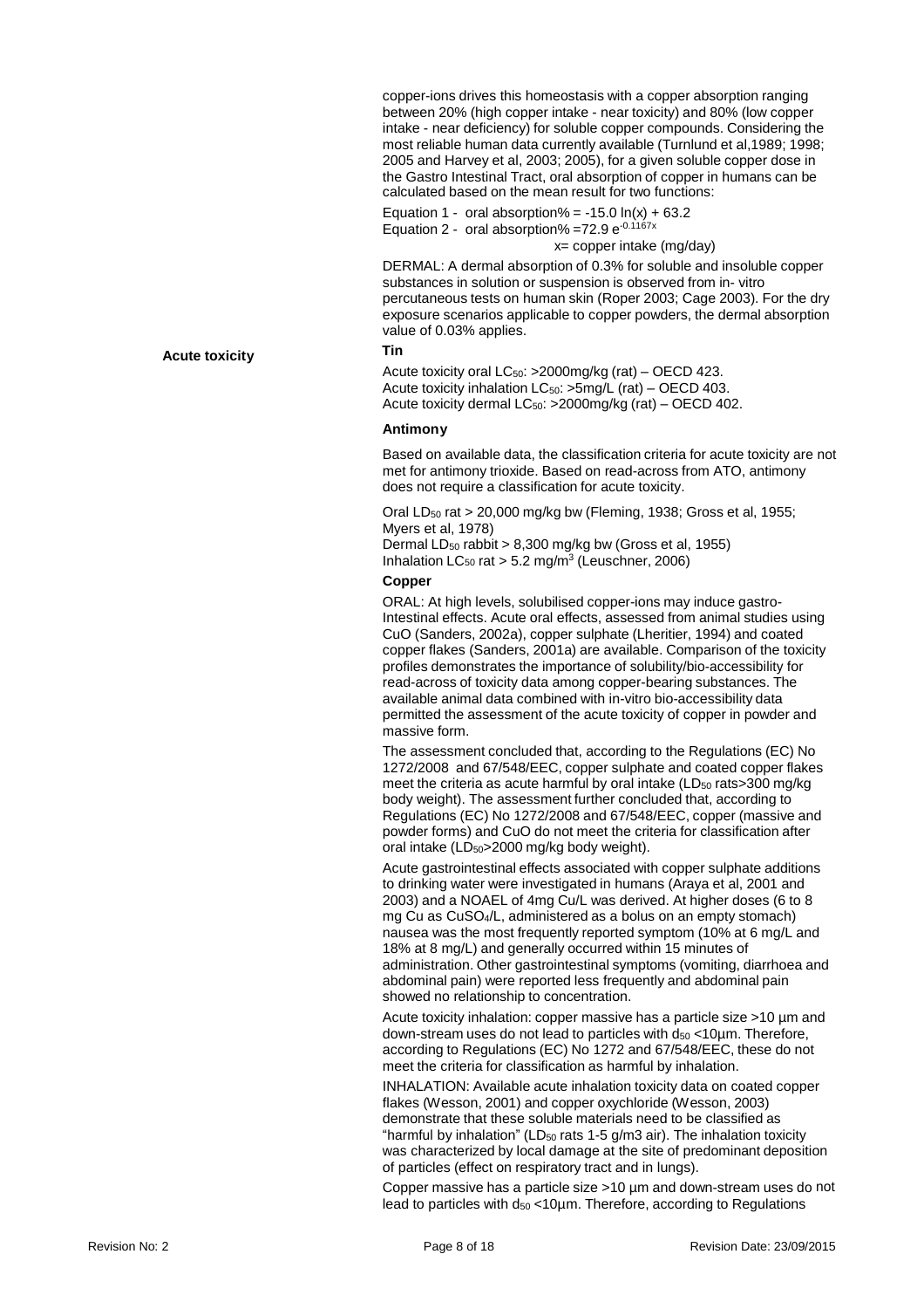copper-ions drives this homeostasis with a copper absorption ranging between 20% (high copper intake - near toxicity) and 80% (low copper intake - near deficiency) for soluble copper compounds. Considering the most reliable human data currently available (Turnlund et al,1989; 1998; 2005 and Harvey et al, 2003; 2005), for a given soluble copper dose in the Gastro Intestinal Tract, oral absorption of copper in humans can be calculated based on the mean result for two functions:

Equation 1 - oral absorption% = $-15.0 \ln(x) + 63.2$
Equation 2 - oral absorption% = $72.9 e^{-0.1167x}$
x= copper intake (mg/day)

DERMAL: A dermal absorption of 0.3% for soluble and insoluble copper substances in solution or suspension is observed from in- vitro percutaneous tests on human skin (Roper 2003; Cage 2003). For the dry exposure scenarios applicable to copper powders, the dermal absorption value of 0.03% applies.

**Acute toxicity**

**Tin**

Acute toxicity oral $LC_{50}$: >2000mg/kg (rat) – OECD 423.
Acute toxicity inhalation $LC_{50}$: >5mg/L (rat) – OECD 403.
Acute toxicity dermal $LC_{50}$: >2000mg/kg (rat) – OECD 402.

**Antimony**

Based on available data, the classification criteria for acute toxicity are not met for antimony trioxide. Based on read-across from ATO, antimony does not require a classification for acute toxicity.

Oral $LD_{50}$ rat > 20,000 mg/kg bw (Fleming, 1938; Gross et al, 1955; Myers et al, 1978)
Dermal $LD_{50}$ rabbit > 8,300 mg/kg bw (Gross et al, 1955)
Inhalation $LC_{50}$ rat > 5.2 mg/m$^3$ (Leuschner, 2006)

**Copper**

ORAL: At high levels, solubilised copper-ions may induce gastro-Intestinal effects. Acute oral effects, assessed from animal studies using CuO (Sanders, 2002a), copper sulphate (Lheritier, 1994) and coated copper flakes (Sanders, 2001a) are available. Comparison of the toxicity profiles demonstrates the importance of solubility/bio-accessibility for read-across of toxicity data among copper-bearing substances. The available animal data combined with in-vitro bio-accessibility data permitted the assessment of the acute toxicity of copper in powder and massive form.

The assessment concluded that, according to the Regulations (EC) No 1272/2008 and 67/548/EEC, copper sulphate and coated copper flakes meet the criteria as acute harmful by oral intake ($LD_{50}$ rats>300 mg/kg body weight). The assessment further concluded that, according to Regulations (EC) No 1272/2008 and 67/548/EEC, copper (massive and powder forms) and CuO do not meet the criteria for classification after oral intake ($LD_{50}$>2000 mg/kg body weight).

Acute gastrointestinal effects associated with copper sulphate additions to drinking water were investigated in humans (Araya et al, 2001 and 2003) and a NOAEL of 4mg Cu/L was derived. At higher doses (6 to 8 mg Cu as $CuSO_4$/L, administered as a bolus on an empty stomach) nausea was the most frequently reported symptom (10% at 6 mg/L and 18% at 8 mg/L) and generally occurred within 15 minutes of administration. Other gastrointestinal symptoms (vomiting, diarrhoea and abdominal pain) were reported less frequently and abdominal pain showed no relationship to concentration.

Acute toxicity inhalation: copper massive has a particle size >10 µm and down-stream uses do not lead to particles with $d_{50}$ <10µm. Therefore, according to Regulations (EC) No 1272 and 67/548/EEC, these do not meet the criteria for classification as harmful by inhalation.

INHALATION: Available acute inhalation toxicity data on coated copper flakes (Wesson, 2001) and copper oxychloride (Wesson, 2003) demonstrate that these soluble materials need to be classified as "harmful by inhalation" ($LD_{50}$ rats 1-5 g/m3 air). The inhalation toxicity was characterized by local damage at the site of predominant deposition of particles (effect on respiratory tract and in lungs).

Copper massive has a particle size >10 µm and down-stream uses do not lead to particles with $d_{50}$ <10µm. Therefore, according to Regulations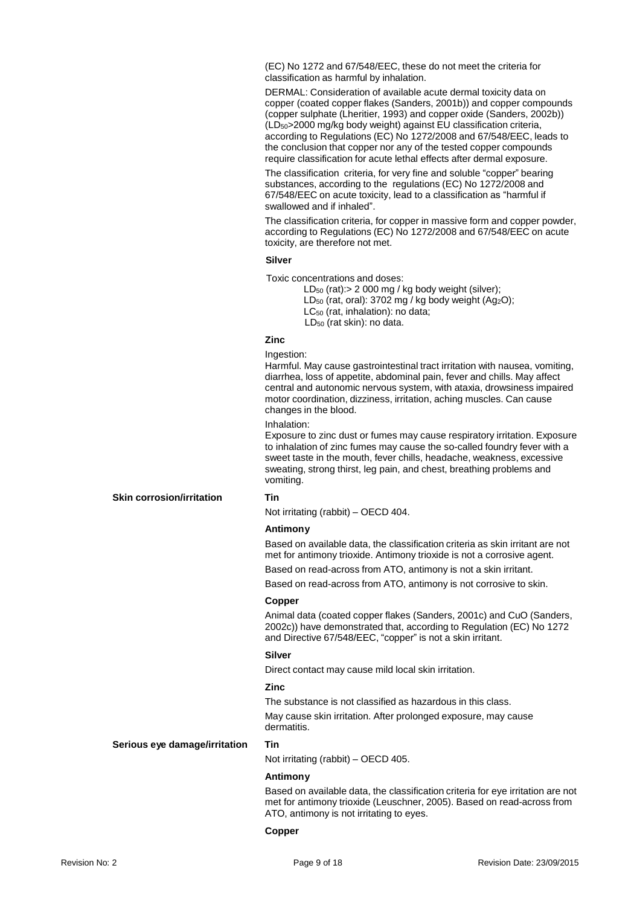(EC) No 1272 and 67/548/EEC, these do not meet the criteria for classification as harmful by inhalation.

DERMAL: Consideration of available acute dermal toxicity data on copper (coated copper flakes (Sanders, 2001b)) and copper compounds (copper sulphate (Lheritier, 1993) and copper oxide (Sanders, 2002b)) ($LD_{50}$>2000 mg/kg body weight) against EU classification criteria, according to Regulations (EC) No 1272/2008 and 67/548/EEC, leads to the conclusion that copper nor any of the tested copper compounds require classification for acute lethal effects after dermal exposure.

The classification criteria, for very fine and soluble "copper" bearing substances, according to the regulations (EC) No 1272/2008 and 67/548/EEC on acute toxicity, lead to a classification as "harmful if swallowed and if inhaled".

The classification criteria, for copper in massive form and copper powder, according to Regulations (EC) No 1272/2008 and 67/548/EEC on acute toxicity, are therefore not met.

**Silver**

Toxic concentrations and doses:

- $LD_{50}$ (rat):> 2 000 mg / kg body weight (silver);
- $LD_{50}$ (rat, oral): 3702 mg / kg body weight ($Ag_2O$);
- $LC_{50}$ (rat, inhalation): no data;
- $LD_{50}$ (rat skin): no data.

**Zinc**

Ingestion:
Harmful. May cause gastrointestinal tract irritation with nausea, vomiting, diarrhea, loss of appetite, abdominal pain, fever and chills. May affect central and autonomic nervous system, with ataxia, drowsiness impaired motor coordination, dizziness, irritation, aching muscles. Can cause changes in the blood.

Inhalation:
Exposure to zinc dust or fumes may cause respiratory irritation. Exposure to inhalation of zinc fumes may cause the so-called foundry fever with a sweet taste in the mouth, fever chills, headache, weakness, excessive sweating, strong thirst, leg pain, and chest, breathing problems and vomiting.

**Skin corrosion/irritation**

**Tin**

Not irritating (rabbit) – OECD 404.

**Antimony**

Based on available data, the classification criteria as skin irritant are not met for antimony trioxide. Antimony trioxide is not a corrosive agent.

Based on read-across from ATO, antimony is not a skin irritant.

Based on read-across from ATO, antimony is not corrosive to skin.

**Copper**

Animal data (coated copper flakes (Sanders, 2001c) and CuO (Sanders, 2002c)) have demonstrated that, according to Regulation (EC) No 1272 and Directive 67/548/EEC, "copper" is not a skin irritant.

**Silver**

Direct contact may cause mild local skin irritation.

**Zinc**

The substance is not classified as hazardous in this class.

May cause skin irritation. After prolonged exposure, may cause dermatitis.

**Serious eye damage/irritation**

**Tin**

Not irritating (rabbit) – OECD 405.

**Antimony**

Based on available data, the classification criteria for eye irritation are not met for antimony trioxide (Leuschner, 2005). Based on read-across from ATO, antimony is not irritating to eyes.

**Copper**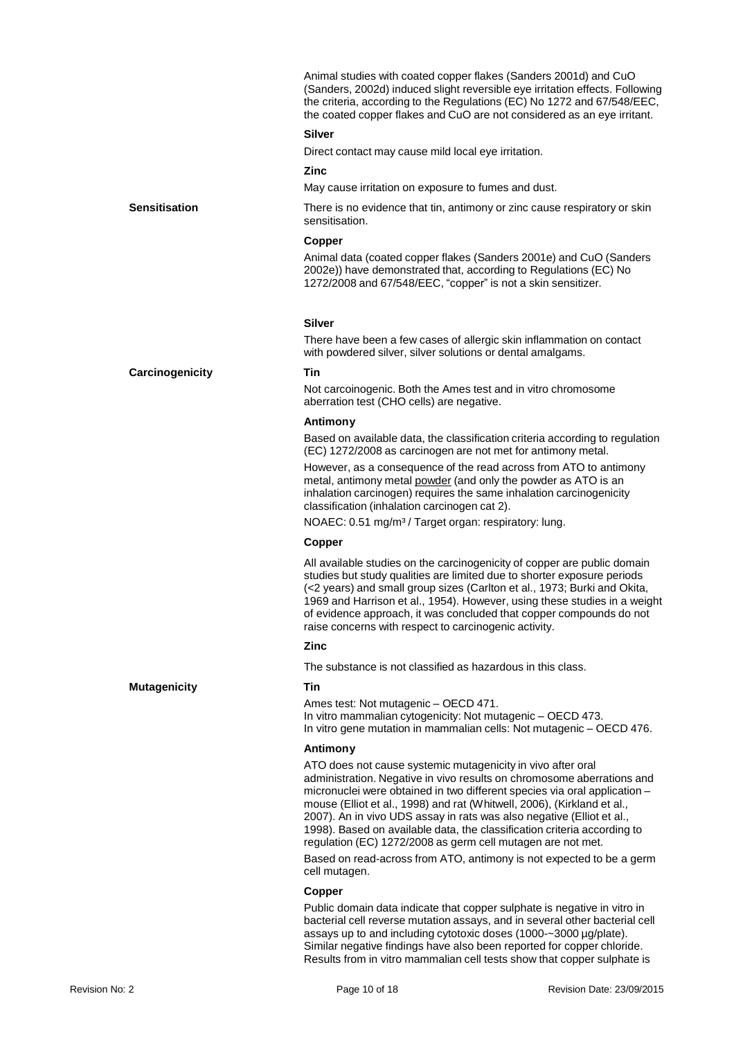Animal studies with coated copper flakes (Sanders 2001d) and CuO (Sanders, 2002d) induced slight reversible eye irritation effects. Following the criteria, according to the Regulations (EC) No 1272 and 67/548/EEC, the coated copper flakes and CuO are not considered as an eye irritant.

**Silver**

Direct contact may cause mild local eye irritation.

**Zinc**

May cause irritation on exposure to fumes and dust.

**Sensitisation**

There is no evidence that tin, antimony or zinc cause respiratory or skin sensitisation.

**Copper**

Animal data (coated copper flakes (Sanders 2001e) and CuO (Sanders 2002e)) have demonstrated that, according to Regulations (EC) No 1272/2008 and 67/548/EEC, "copper" is not a skin sensitizer.

**Silver**

There have been a few cases of allergic skin inflammation on contact with powdered silver, silver solutions or dental amalgams.

**Carcinogenicity**

**Tin**

Not carcoinogenic. Both the Ames test and in vitro chromosome aberration test (CHO cells) are negative.

**Antimony**

Based on available data, the classification criteria according to regulation (EC) 1272/2008 as carcinogen are not met for antimony metal.

However, as a consequence of the read across from ATO to antimony metal, antimony metal powder (and only the powder as ATO is an inhalation carcinogen) requires the same inhalation carcinogenicity classification (inhalation carcinogen cat 2).

NOAEC: 0.51 mg/m³ / Target organ: respiratory: lung.

**Copper**

All available studies on the carcinogenicity of copper are public domain studies but study qualities are limited due to shorter exposure periods (<2 years) and small group sizes (Carlton et al., 1973; Burki and Okita, 1969 and Harrison et al., 1954). However, using these studies in a weight of evidence approach, it was concluded that copper compounds do not raise concerns with respect to carcinogenic activity.

**Zinc**

The substance is not classified as hazardous in this class.

**Mutagenicity**

**Tin**

Ames test: Not mutagenic – OECD 471.
In vitro mammalian cytogenicity: Not mutagenic – OECD 473.
In vitro gene mutation in mammalian cells: Not mutagenic – OECD 476.

**Antimony**

ATO does not cause systemic mutagenicity in vivo after oral administration. Negative in vivo results on chromosome aberrations and micronuclei were obtained in two different species via oral application – mouse (Elliot et al., 1998) and rat (Whitwell, 2006), (Kirkland et al., 2007). An in vivo UDS assay in rats was also negative (Elliot et al., 1998). Based on available data, the classification criteria according to regulation (EC) 1272/2008 as germ cell mutagen are not met.

Based on read-across from ATO, antimony is not expected to be a germ cell mutagen.

**Copper**

Public domain data indicate that copper sulphate is negative in vitro in bacterial cell reverse mutation assays, and in several other bacterial cell assays up to and including cytotoxic doses (1000-~3000 µg/plate). Similar negative findings have also been reported for copper chloride. Results from in vitro mammalian cell tests show that copper sulphate is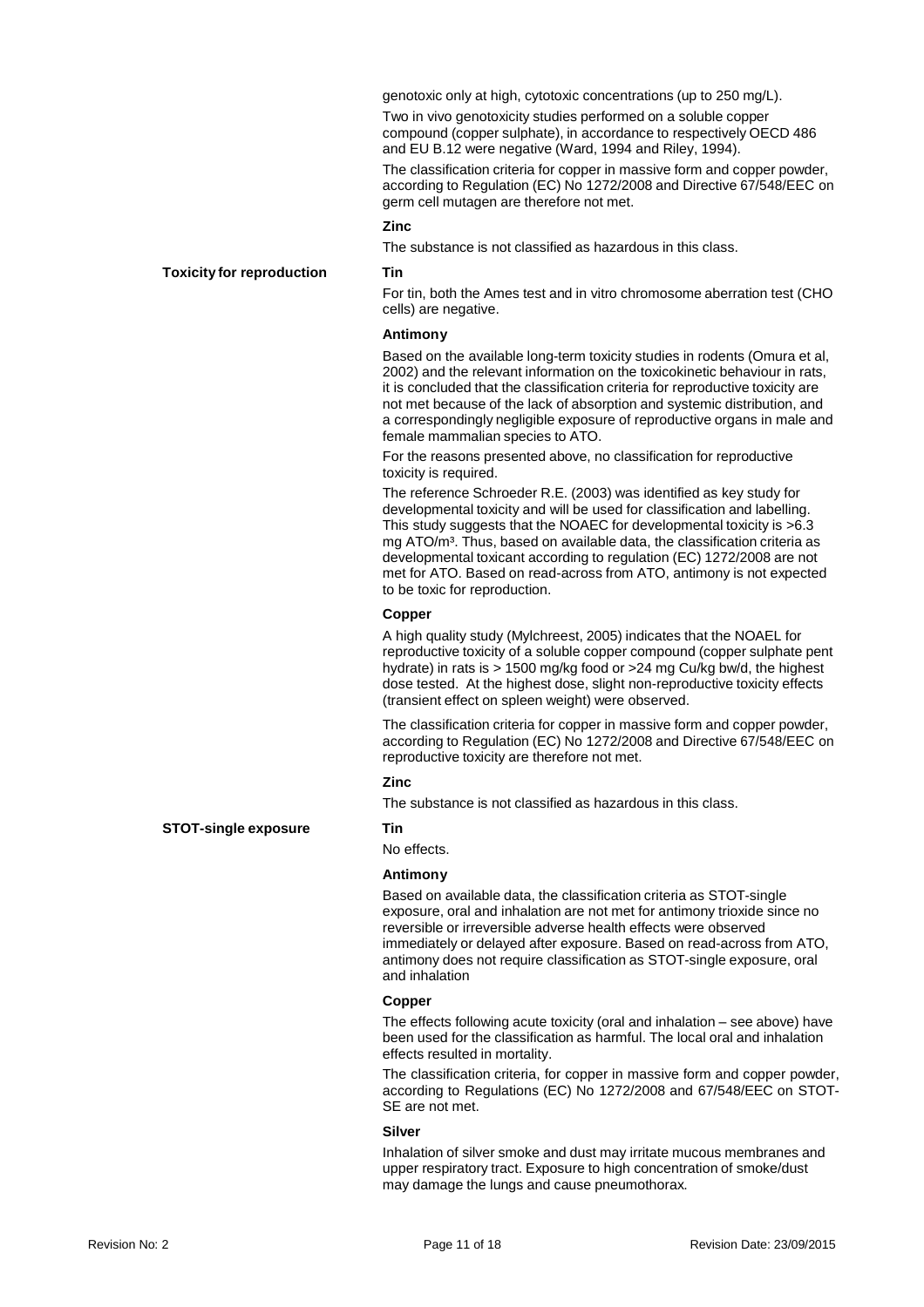genotoxic only at high, cytotoxic concentrations (up to 250 mg/L).

Two in vivo genotoxicity studies performed on a soluble copper compound (copper sulphate), in accordance to respectively OECD 486 and EU B.12 were negative (Ward, 1994 and Riley, 1994).

The classification criteria for copper in massive form and copper powder, according to Regulation (EC) No 1272/2008 and Directive 67/548/EEC on germ cell mutagen are therefore not met.

**Zinc**

The substance is not classified as hazardous in this class.

**Toxicity for reproduction**

**Tin**

For tin, both the Ames test and in vitro chromosome aberration test (CHO cells) are negative.

**Antimony**

Based on the available long-term toxicity studies in rodents (Omura et al, 2002) and the relevant information on the toxicokinetic behaviour in rats, it is concluded that the classification criteria for reproductive toxicity are not met because of the lack of absorption and systemic distribution, and a correspondingly negligible exposure of reproductive organs in male and female mammalian species to ATO.

For the reasons presented above, no classification for reproductive toxicity is required.

The reference Schroeder R.E. (2003) was identified as key study for developmental toxicity and will be used for classification and labelling. This study suggests that the NOAEC for developmental toxicity is >6.3 mg ATO/m$^3$. Thus, based on available data, the classification criteria as developmental toxicant according to regulation (EC) 1272/2008 are not met for ATO. Based on read-across from ATO, antimony is not expected to be toxic for reproduction.

**Copper**

A high quality study (Mylchreest, 2005) indicates that the NOAEL for reproductive toxicity of a soluble copper compound (copper sulphate pent hydrate) in rats is > 1500 mg/kg food or >24 mg Cu/kg bw/d, the highest dose tested. At the highest dose, slight non-reproductive toxicity effects (transient effect on spleen weight) were observed.

The classification criteria for copper in massive form and copper powder, according to Regulation (EC) No 1272/2008 and Directive 67/548/EEC on reproductive toxicity are therefore not met.

**Zinc**

The substance is not classified as hazardous in this class.

**STOT-single exposure**

**Tin**

No effects.

**Antimony**

Based on available data, the classification criteria as STOT-single exposure, oral and inhalation are not met for antimony trioxide since no reversible or irreversible adverse health effects were observed immediately or delayed after exposure. Based on read-across from ATO, antimony does not require classification as STOT-single exposure, oral and inhalation

**Copper**

The effects following acute toxicity (oral and inhalation – see above) have been used for the classification as harmful. The local oral and inhalation effects resulted in mortality.

The classification criteria, for copper in massive form and copper powder, according to Regulations (EC) No 1272/2008 and 67/548/EEC on STOT-SE are not met.

**Silver**

Inhalation of silver smoke and dust may irritate mucous membranes and upper respiratory tract. Exposure to high concentration of smoke/dust may damage the lungs and cause pneumothorax.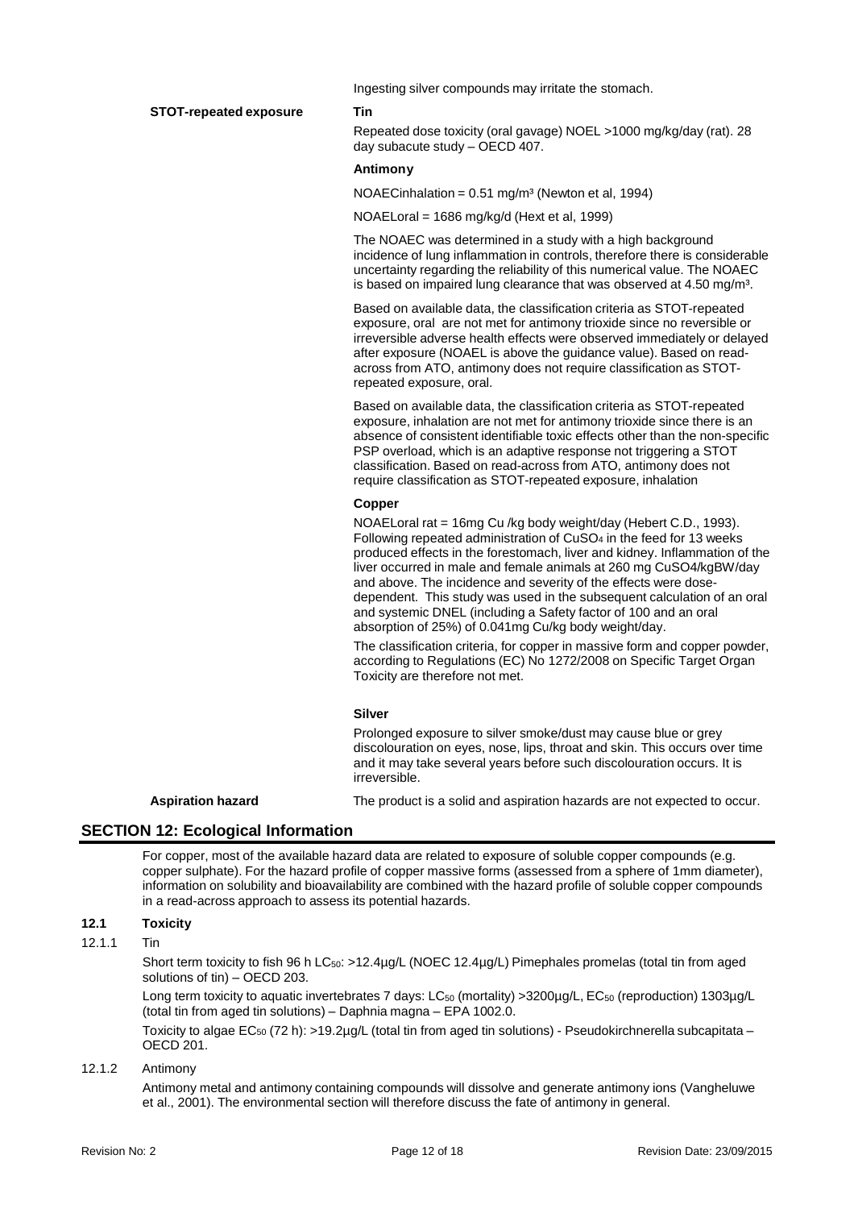Ingesting silver compounds may irritate the stomach.

**STOT-repeated exposure**

**Tin**

Repeated dose toxicity (oral gavage) NOEL >1000 mg/kg/day (rat). 28 day subacute study – OECD 407.

**Antimony**

NOAECinhalation = 0.51 mg/m³ (Newton et al, 1994)

NOAELoral = 1686 mg/kg/d (Hext et al, 1999)

The NOAEC was determined in a study with a high background incidence of lung inflammation in controls, therefore there is considerable uncertainty regarding the reliability of this numerical value. The NOAEC is based on impaired lung clearance that was observed at 4.50 mg/m³.

Based on available data, the classification criteria as STOT-repeated exposure, oral are not met for antimony trioxide since no reversible or irreversible adverse health effects were observed immediately or delayed after exposure (NOAEL is above the guidance value). Based on read-across from ATO, antimony does not require classification as STOT-repeated exposure, oral.

Based on available data, the classification criteria as STOT-repeated exposure, inhalation are not met for antimony trioxide since there is an absence of consistent identifiable toxic effects other than the non-specific PSP overload, which is an adaptive response not triggering a STOT classification. Based on read-across from ATO, antimony does not require classification as STOT-repeated exposure, inhalation

**Copper**

NOAELoral rat = 16mg Cu /kg body weight/day (Hebert C.D., 1993). Following repeated administration of $CuSO_4$ in the feed for 13 weeks produced effects in the forestomach, liver and kidney. Inflammation of the liver occurred in male and female animals at 260 mg CuSO4/kgBW/day and above. The incidence and severity of the effects were dose-dependent. This study was used in the subsequent calculation of an oral and systemic DNEL (including a Safety factor of 100 and an oral absorption of 25%) of 0.041mg Cu/kg body weight/day.

The classification criteria, for copper in massive form and copper powder, according to Regulations (EC) No 1272/2008 on Specific Target Organ Toxicity are therefore not met.

**Silver**

Prolonged exposure to silver smoke/dust may cause blue or grey discolouration on eyes, nose, lips, throat and skin. This occurs over time and it may take several years before such discolouration occurs. It is irreversible.

**Aspiration hazard**

The product is a solid and aspiration hazards are not expected to occur.

## SECTION 12: Ecological Information

For copper, most of the available hazard data are related to exposure of soluble copper compounds (e.g. copper sulphate). For the hazard profile of copper massive forms (assessed from a sphere of 1mm diameter), information on solubility and bioavailability are combined with the hazard profile of soluble copper compounds in a read-across approach to assess its potential hazards.

### 12.1 Toxicity

#### 12.1.1 Tin

Short term toxicity to fish 96 h $LC_{50}$: >12.4µg/L (NOEC 12.4µg/L) Pimephales promelas (total tin from aged solutions of tin) – OECD 203.

Long term toxicity to aquatic invertebrates 7 days: $LC_{50}$ (mortality) >3200µg/L, $EC_{50}$ (reproduction) 1303µg/L (total tin from aged tin solutions) – Daphnia magna – EPA 1002.0.

Toxicity to algae $EC_{50}$ (72 h): >19.2µg/L (total tin from aged tin solutions) - Pseudokirchnerella subcapitata – OECD 201.

#### 12.1.2 Antimony

Antimony metal and antimony containing compounds will dissolve and generate antimony ions (Vangheluwe et al., 2001). The environmental section will therefore discuss the fate of antimony in general.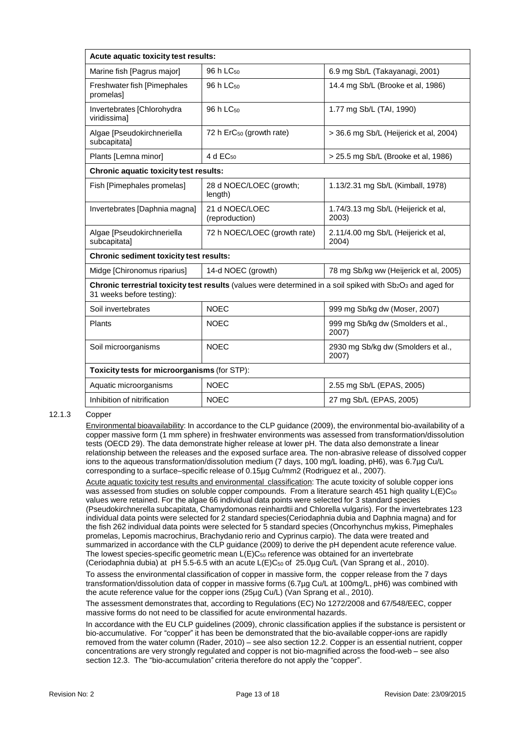| Acute aquatic toxicity test results: | | |
|---|---|---|
| Marine fish [Pagrus major] | 96 h $LC_{50}$ | 6.9 mg Sb/L (Takayanagi, 2001) |
| Freshwater fish [Pimephales promelas] | 96 h $LC_{50}$ | 14.4 mg Sb/L (Brooke et al, 1986) |
| Invertebrates [Chlorohydra viridissima] | 96 h $LC_{50}$ | 1.77 mg Sb/L (TAI, 1990) |
| Algae [Pseudokirchneriella subcapitata] | 72 h $ErC_{50}$ (growth rate) | > 36.6 mg Sb/L (Heijerick et al, 2004) |
| Plants [Lemna minor] | 4 d $EC_{50}$ | > 25.5 mg Sb/L (Brooke et al, 1986) |
| **Chronic aquatic toxicity test results:** | | |
| Fish [Pimephales promelas] | 28 d NOEC/LOEC (growth; length) | 1.13/2.31 mg Sb/L (Kimball, 1978) |
| Invertebrates [Daphnia magna] | 21 d NOEC/LOEC (reproduction) | 1.74/3.13 mg Sb/L (Heijerick et al, 2003) |
| Algae [Pseudokirchneriella subcapitata] | 72 h NOEC/LOEC (growth rate) | 2.11/4.00 mg Sb/L (Heijerick et al, 2004) |
| **Chronic sediment toxicity test results:** | | |
| Midge [Chironomus riparius] | 14-d NOEC (growth) | 78 mg Sb/kg ww (Heijerick et al, 2005) |
| **Chronic terrestrial toxicity test results** (values were determined in a soil spiked with $Sb_2O_3$ and aged for 31 weeks before testing): | | |
| Soil invertebrates | NOEC | 999 mg Sb/kg dw (Moser, 2007) |
| Plants | NOEC | 999 mg Sb/kg dw (Smolders et al., 2007) |
| Soil microorganisms | NOEC | 2930 mg Sb/kg dw (Smolders et al., 2007) |
| **Toxicity tests for microorganisms** (for STP): | | |
| Aquatic microorganisms | NOEC | 2.55 mg Sb/L (EPAS, 2005) |
| Inhibition of nitrification | NOEC | 27 mg Sb/L (EPAS, 2005) |

### 12.1.3 Copper

Environmental bioavailability: In accordance to the CLP guidance (2009), the environmental bio-availability of a copper massive form (1 mm sphere) in freshwater environments was assessed from transformation/dissolution tests (OECD 29). The data demonstrate higher release at lower pH. The data also demonstrate a linear relationship between the releases and the exposed surface area. The non-abrasive release of dissolved copper ions to the aqueous transformation/dissolution medium (7 days, 100 mg/L loading, pH6), was 6.7µg Cu/L corresponding to a surface–specific release of 0.15µg Cu/mm2 (Rodriguez et al., 2007).

Acute aquatic toxicity test results and environmental classification: The acute toxicity of soluble copper ions was assessed from studies on soluble copper compounds. From a literature search 451 high quality $L(E)C_{50}$ values were retained. For the algae 66 individual data points were selected for 3 standard species (Pseudokirchnerella subcapitata, Chamydomonas reinhardtii and Chlorella vulgaris). For the invertebrates 123 individual data points were selected for 2 standard species(Ceriodaphnia dubia and Daphnia magna) and for the fish 262 individual data points were selected for 5 standard species (Oncorhynchus mykiss, Pimephales promelas, Lepomis macrochirus, Brachydanio rerio and Cyprinus carpio). The data were treated and summarized in accordance with the CLP guidance (2009) to derive the pH dependent acute reference value. The lowest species-specific geometric mean $L(E)C_{50}$ reference was obtained for an invertebrate (Ceriodaphnia dubia) at pH 5.5-6.5 with an acute $L(E)C_{50}$ of 25.0µg Cu/L (Van Sprang et al., 2010).

To assess the environmental classification of copper in massive form, the copper release from the 7 days transformation/dissolution data of copper in massive forms (6.7µg Cu/L at 100mg/L, pH6) was combined with the acute reference value for the copper ions (25µg Cu/L) (Van Sprang et al., 2010).

The assessment demonstrates that, according to Regulations (EC) No 1272/2008 and 67/548/EEC, copper massive forms do not need to be classified for acute environmental hazards.

In accordance with the EU CLP guidelines (2009), chronic classification applies if the substance is persistent or bio-accumulative. For "copper" it has been demonstrated that the bio-available copper-ions are rapidly removed from the water column (Rader, 2010) – see also section 12.2. Copper is an essential nutrient, copper concentrations are very strongly regulated and copper is not bio-magnified across the food-web – see also section 12.3. The "bio-accumulation" criteria therefore do not apply the "copper".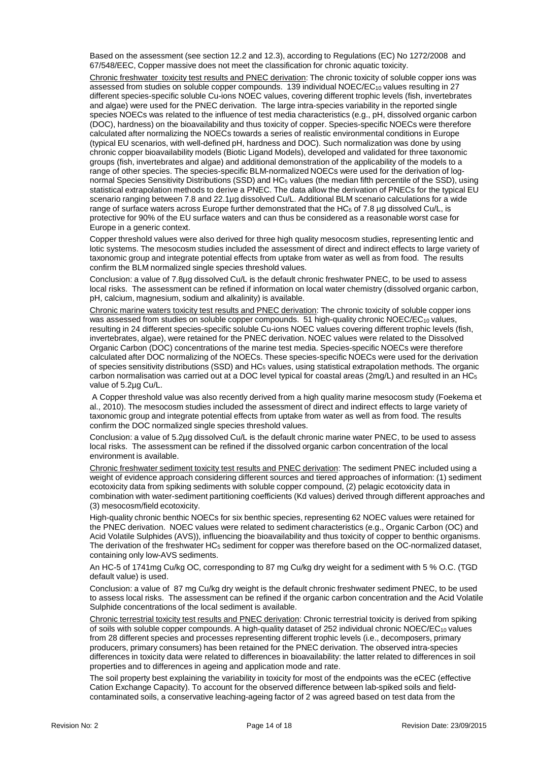Based on the assessment (see section 12.2 and 12.3), according to Regulations (EC) No 1272/2008 and 67/548/EEC, Copper massive does not meet the classification for chronic aquatic toxicity.

Chronic freshwater toxicity test results and PNEC derivation: The chronic toxicity of soluble copper ions was assessed from studies on soluble copper compounds. 139 individual NOEC/$EC_{10}$ values resulting in 27 different species-specific soluble Cu-ions NOEC values, covering different trophic levels (fish, invertebrates and algae) were used for the PNEC derivation. The large intra-species variability in the reported single species NOECs was related to the influence of test media characteristics (e.g., pH, dissolved organic carbon (DOC), hardness) on the bioavailability and thus toxicity of copper. Species-specific NOECs were therefore calculated after normalizing the NOECs towards a series of realistic environmental conditions in Europe (typical EU scenarios, with well-defined pH, hardness and DOC). Such normalization was done by using chronic copper bioavailability models (Biotic Ligand Models), developed and validated for three taxonomic groups (fish, invertebrates and algae) and additional demonstration of the applicability of the models to a range of other species. The species-specific BLM-normalized NOECs were used for the derivation of log-normal Species Sensitivity Distributions (SSD) and $HC_5$ values (the median fifth percentile of the SSD), using statistical extrapolation methods to derive a PNEC. The data allow the derivation of PNECs for the typical EU scenario ranging between 7.8 and 22.1µg dissolved Cu/L. Additional BLM scenario calculations for a wide range of surface waters across Europe further demonstrated that the $HC_5$ of 7.8 µg dissolved Cu/L, is protective for 90% of the EU surface waters and can thus be considered as a reasonable worst case for Europe in a generic context.

Copper threshold values were also derived for three high quality mesocosm studies, representing lentic and lotic systems. The mesocosm studies included the assessment of direct and indirect effects to large variety of taxonomic group and integrate potential effects from uptake from water as well as from food. The results confirm the BLM normalized single species threshold values.

Conclusion: a value of 7.8µg dissolved Cu/L is the default chronic freshwater PNEC, to be used to assess local risks. The assessment can be refined if information on local water chemistry (dissolved organic carbon, pH, calcium, magnesium, sodium and alkalinity) is available.

Chronic marine waters toxicity test results and PNEC derivation: The chronic toxicity of soluble copper ions was assessed from studies on soluble copper compounds. 51 high-quality chronic NOEC/$EC_{10}$ values, resulting in 24 different species-specific soluble Cu-ions NOEC values covering different trophic levels (fish, invertebrates, algae), were retained for the PNEC derivation. NOEC values were related to the Dissolved Organic Carbon (DOC) concentrations of the marine test media. Species-specific NOECs were therefore calculated after DOC normalizing of the NOECs. These species-specific NOECs were used for the derivation of species sensitivity distributions (SSD) and $HC_5$ values, using statistical extrapolation methods. The organic carbon normalisation was carried out at a DOC level typical for coastal areas (2mg/L) and resulted in an $HC_5$ value of 5.2µg Cu/L.

A Copper threshold value was also recently derived from a high quality marine mesocosm study (Foekema et al., 2010). The mesocosm studies included the assessment of direct and indirect effects to large variety of taxonomic group and integrate potential effects from uptake from water as well as from food. The results confirm the DOC normalized single species threshold values.

Conclusion: a value of 5.2µg dissolved Cu/L is the default chronic marine water PNEC, to be used to assess local risks. The assessment can be refined if the dissolved organic carbon concentration of the local environment is available.

Chronic freshwater sediment toxicity test results and PNEC derivation: The sediment PNEC included using a weight of evidence approach considering different sources and tiered approaches of information: (1) sediment ecotoxicity data from spiking sediments with soluble copper compound, (2) pelagic ecotoxicity data in combination with water-sediment partitioning coefficients (Kd values) derived through different approaches and (3) mesocosm/field ecotoxicity.

High-quality chronic benthic NOECs for six benthic species, representing 62 NOEC values were retained for the PNEC derivation. NOEC values were related to sediment characteristics (e.g., Organic Carbon (OC) and Acid Volatile Sulphides (AVS)), influencing the bioavailability and thus toxicity of copper to benthic organisms. The derivation of the freshwater $HC_5$ sediment for copper was therefore based on the OC-normalized dataset, containing only low-AVS sediments.

An HC-5 of 1741mg Cu/kg OC, corresponding to 87 mg Cu/kg dry weight for a sediment with 5 % O.C. (TGD default value) is used.

Conclusion: a value of 87 mg Cu/kg dry weight is the default chronic freshwater sediment PNEC, to be used to assess local risks. The assessment can be refined if the organic carbon concentration and the Acid Volatile Sulphide concentrations of the local sediment is available.

Chronic terrestrial toxicity test results and PNEC derivation: Chronic terrestrial toxicity is derived from spiking of soils with soluble copper compounds. A high-quality dataset of 252 individual chronic NOEC/$EC_{10}$ values from 28 different species and processes representing different trophic levels (i.e., decomposers, primary producers, primary consumers) has been retained for the PNEC derivation. The observed intra-species differences in toxicity data were related to differences in bioavailability: the latter related to differences in soil properties and to differences in ageing and application mode and rate.

The soil property best explaining the variability in toxicity for most of the endpoints was the eCEC (effective Cation Exchange Capacity). To account for the observed difference between lab-spiked soils and field-contaminated soils, a conservative leaching-ageing factor of 2 was agreed based on test data from the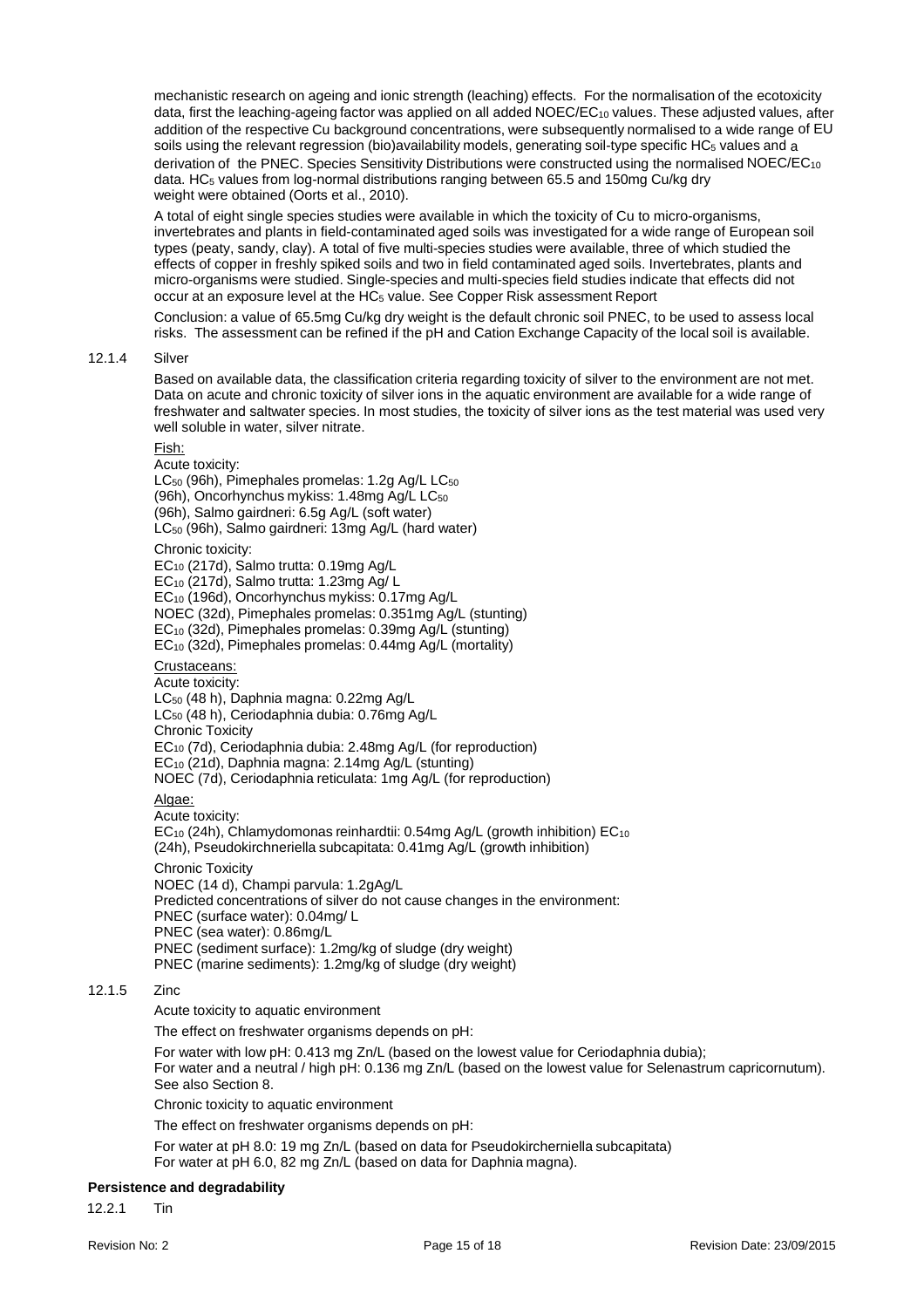mechanistic research on ageing and ionic strength (leaching) effects. For the normalisation of the ecotoxicity data, first the leaching-ageing factor was applied on all added NOEC/$EC_{10}$ values. These adjusted values, after addition of the respective Cu background concentrations, were subsequently normalised to a wide range of EU soils using the relevant regression (bio)availability models, generating soil-type specific $HC_5$ values and a derivation of the PNEC. Species Sensitivity Distributions were constructed using the normalised NOEC/$EC_{10}$ data. $HC_5$ values from log-normal distributions ranging between 65.5 and 150mg Cu/kg dry weight were obtained (Oorts et al., 2010).

A total of eight single species studies were available in which the toxicity of Cu to micro-organisms, invertebrates and plants in field-contaminated aged soils was investigated for a wide range of European soil types (peaty, sandy, clay). A total of five multi-species studies were available, three of which studied the effects of copper in freshly spiked soils and two in field contaminated aged soils. Invertebrates, plants and micro-organisms were studied. Single-species and multi-species field studies indicate that effects did not occur at an exposure level at the $HC_5$ value. See Copper Risk assessment Report

Conclusion: a value of 65.5mg Cu/kg dry weight is the default chronic soil PNEC, to be used to assess local risks. The assessment can be refined if the pH and Cation Exchange Capacity of the local soil is available.

12.1.4 Silver

Based on available data, the classification criteria regarding toxicity of silver to the environment are not met. Data on acute and chronic toxicity of silver ions in the aquatic environment are available for a wide range of freshwater and saltwater species. In most studies, the toxicity of silver ions as the test material was used very well soluble in water, silver nitrate.

Fish:

Acute toxicity:
$LC_{50}$ (96h), Pimephales promelas: 1.2g Ag/L $LC_{50}$
(96h), Oncorhynchus mykiss: 1.48mg Ag/L $LC_{50}$
(96h), Salmo gairdneri: 6.5g Ag/L (soft water)
$LC_{50}$ (96h), Salmo gairdneri: 13mg Ag/L (hard water)

Chronic toxicity:
$EC_{10}$ (217d), Salmo trutta: 0.19mg Ag/L
$EC_{10}$ (217d), Salmo trutta: 1.23mg Ag/ L
$EC_{10}$ (196d), Oncorhynchus mykiss: 0.17mg Ag/L
NOEC (32d), Pimephales promelas: 0.351mg Ag/L (stunting)
$EC_{10}$ (32d), Pimephales promelas: 0.39mg Ag/L (stunting)
$EC_{10}$ (32d), Pimephales promelas: 0.44mg Ag/L (mortality)

Crustaceans:

Acute toxicity:
$LC_{50}$ (48 h), Daphnia magna: 0.22mg Ag/L
$LC_{50}$ (48 h), Ceriodaphnia dubia: 0.76mg Ag/L
Chronic Toxicity
$EC_{10}$ (7d), Ceriodaphnia dubia: 2.48mg Ag/L (for reproduction)
$EC_{10}$ (21d), Daphnia magna: 2.14mg Ag/L (stunting)
NOEC (7d), Ceriodaphnia reticulata: 1mg Ag/L (for reproduction)

Algae:

Acute toxicity:
$EC_{10}$ (24h), Chlamydomonas reinhardtii: 0.54mg Ag/L (growth inhibition) $EC_{10}$
(24h), Pseudokirchneriella subcapitata: 0.41mg Ag/L (growth inhibition)

Chronic Toxicity
NOEC (14 d), Champi parvula: 1.2gAg/L
Predicted concentrations of silver do not cause changes in the environment:
PNEC (surface water): 0.04mg/ L
PNEC (sea water): 0.86mg/L
PNEC (sediment surface): 1.2mg/kg of sludge (dry weight)
PNEC (marine sediments): 1.2mg/kg of sludge (dry weight)

12.1.5 Zinc

Acute toxicity to aquatic environment

The effect on freshwater organisms depends on pH:

For water with low pH: 0.413 mg Zn/L (based on the lowest value for Ceriodaphnia dubia);
For water and a neutral / high pH: 0.136 mg Zn/L (based on the lowest value for Selenastrum capricornutum).
See also Section 8.

Chronic toxicity to aquatic environment

The effect on freshwater organisms depends on pH:

For water at pH 8.0: 19 mg Zn/L (based on data for Pseudokircherniella subcapitata)
For water at pH 6.0, 82 mg Zn/L (based on data for Daphnia magna).

**Persistence and degradability**

12.2.1 Tin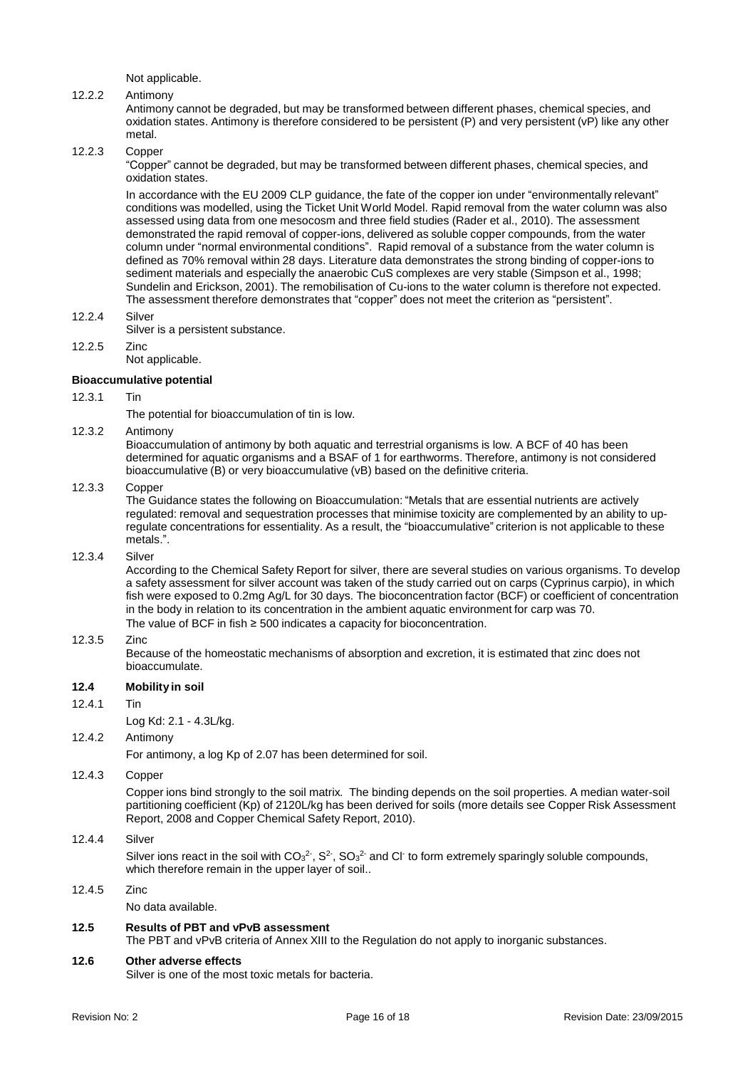Not applicable.

12.2.2 Antimony

Antimony cannot be degraded, but may be transformed between different phases, chemical species, and oxidation states. Antimony is therefore considered to be persistent (P) and very persistent (vP) like any other metal.

12.2.3 Copper

"Copper" cannot be degraded, but may be transformed between different phases, chemical species, and oxidation states.

In accordance with the EU 2009 CLP guidance, the fate of the copper ion under "environmentally relevant" conditions was modelled, using the Ticket Unit World Model. Rapid removal from the water column was also assessed using data from one mesocosm and three field studies (Rader et al., 2010). The assessment demonstrated the rapid removal of copper-ions, delivered as soluble copper compounds, from the water column under "normal environmental conditions". Rapid removal of a substance from the water column is defined as 70% removal within 28 days. Literature data demonstrates the strong binding of copper-ions to sediment materials and especially the anaerobic CuS complexes are very stable (Simpson et al., 1998; Sundelin and Erickson, 2001). The remobilisation of Cu-ions to the water column is therefore not expected. The assessment therefore demonstrates that "copper" does not meet the criterion as "persistent".

12.2.4 Silver

Silver is a persistent substance.

12.2.5 Zinc

Not applicable.

**Bioaccumulative potential**

12.3.1 Tin

The potential for bioaccumulation of tin is low.

12.3.2 Antimony

Bioaccumulation of antimony by both aquatic and terrestrial organisms is low. A BCF of 40 has been determined for aquatic organisms and a BSAF of 1 for earthworms. Therefore, antimony is not considered bioaccumulative (B) or very bioaccumulative (vB) based on the definitive criteria.

12.3.3 Copper

The Guidance states the following on Bioaccumulation: "Metals that are essential nutrients are actively regulated: removal and sequestration processes that minimise toxicity are complemented by an ability to up-regulate concentrations for essentiality. As a result, the "bioaccumulative" criterion is not applicable to these metals.".

12.3.4 Silver

According to the Chemical Safety Report for silver, there are several studies on various organisms. To develop a safety assessment for silver account was taken of the study carried out on carps (Cyprinus carpio), in which fish were exposed to 0.2mg Ag/L for 30 days. The bioconcentration factor (BCF) or coefficient of concentration in the body in relation to its concentration in the ambient aquatic environment for carp was 70.

The value of BCF in fish ≥ 500 indicates a capacity for bioconcentration.

12.3.5 Zinc

Because of the homeostatic mechanisms of absorption and excretion, it is estimated that zinc does not bioaccumulate.

## 12.4 Mobility in soil

12.4.1 Tin

Log Kd: 2.1 - 4.3L/kg.

12.4.2 Antimony

For antimony, a log Kp of 2.07 has been determined for soil.

12.4.3 Copper

Copper ions bind strongly to the soil matrix. The binding depends on the soil properties. A median water-soil partitioning coefficient (Kp) of 2120L/kg has been derived for soils (more details see Copper Risk Assessment Report, 2008 and Copper Chemical Safety Report, 2010).

12.4.4 Silver

Silver ions react in the soil with $CO_3^{2-}$, $S^{2-}$, $SO_3^{2-}$ and $Cl^-$ to form extremely sparingly soluble compounds, which therefore remain in the upper layer of soil..

12.4.5 Zinc

No data available.

## 12.5 Results of PBT and vPvB assessment

The PBT and vPvB criteria of Annex XIII to the Regulation do not apply to inorganic substances.

## 12.6 Other adverse effects

Silver is one of the most toxic metals for bacteria.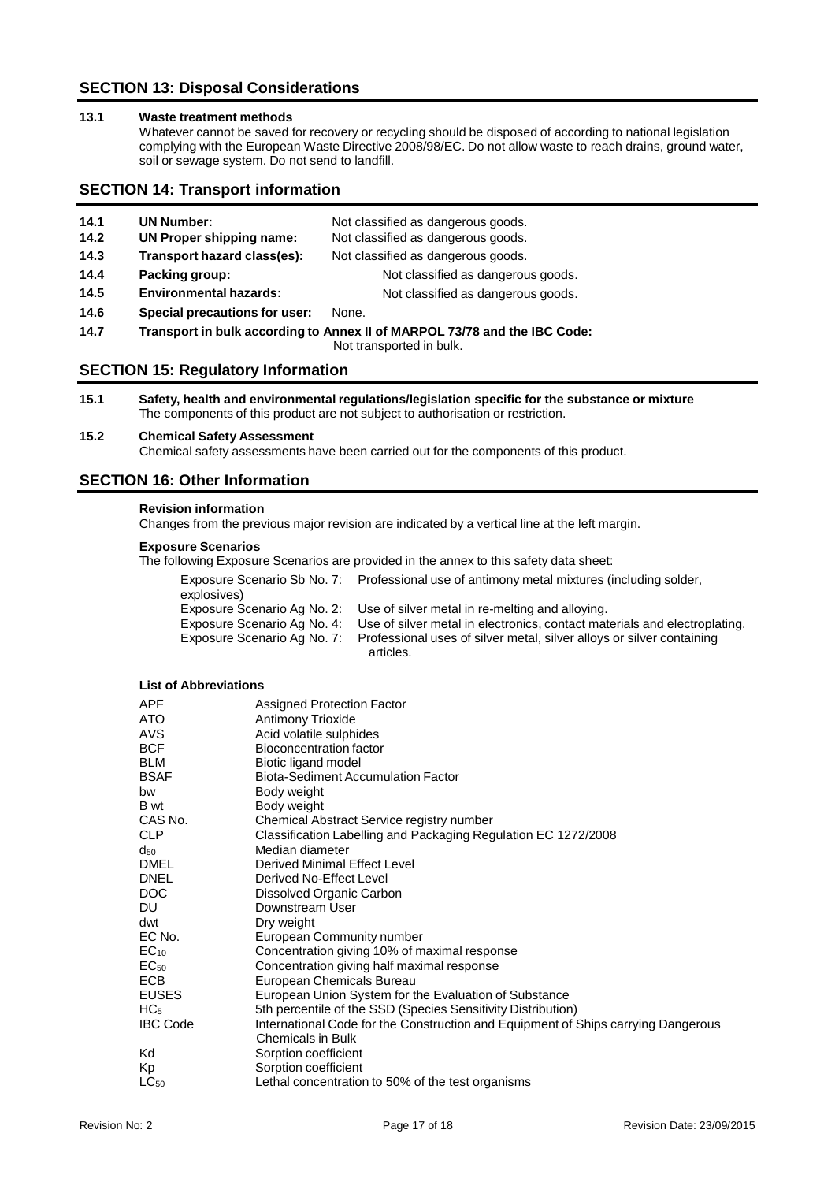## SECTION 13: Disposal Considerations

**13.1 Waste treatment methods**

Whatever cannot be saved for recovery or recycling should be disposed of according to national legislation complying with the European Waste Directive 2008/98/EC. Do not allow waste to reach drains, ground water, soil or sewage system. Do not send to landfill.

## SECTION 14: Transport information

| | | |
|---|---|---|
| 14.1 | **UN Number:** | Not classified as dangerous goods. |
| 14.2 | **UN Proper shipping name:** | Not classified as dangerous goods. |
| 14.3 | **Transport hazard class(es):** | Not classified as dangerous goods. |
| 14.4 | **Packing group:** | Not classified as dangerous goods. |
| 14.5 | **Environmental hazards:** | Not classified as dangerous goods. |
| 14.6 | **Special precautions for user:** | None. |

**14.7 Transport in bulk according to Annex II of MARPOL 73/78 and the IBC Code:**
Not transported in bulk.

## SECTION 15: Regulatory Information

**15.1 Safety, health and environmental regulations/legislation specific for the substance or mixture**

The components of this product are not subject to authorisation or restriction.

**15.2 Chemical Safety Assessment**

Chemical safety assessments have been carried out for the components of this product.

## SECTION 16: Other Information

**Revision information**

Changes from the previous major revision are indicated by a vertical line at the left margin.

**Exposure Scenarios**

The following Exposure Scenarios are provided in the annex to this safety data sheet:

| | |
|---|---|
| Exposure Scenario Sb No. 7: | Professional use of antimony metal mixtures (including solder, explosives) |
| Exposure Scenario Ag No. 2: | Use of silver metal in re-melting and alloying. |
| Exposure Scenario Ag No. 4: | Use of silver metal in electronics, contact materials and electroplating. |
| Exposure Scenario Ag No. 7: | Professional uses of silver metal, silver alloys or silver containing articles. |

**List of Abbreviations**

| | |
|---|---|
| APF | Assigned Protection Factor |
| ATO | Antimony Trioxide |
| AVS | Acid volatile sulphides |
| BCF | Bioconcentration factor |
| BLM | Biotic ligand model |
| BSAF | Biota-Sediment Accumulation Factor |
| bw | Body weight |
| B wt | Body weight |
| CAS No. | Chemical Abstract Service registry number |
| CLP | Classification Labelling and Packaging Regulation EC 1272/2008 |
| $d_{50}$ | Median diameter |
| DMEL | Derived Minimal Effect Level |
| DNEL | Derived No-Effect Level |
| DOC | Dissolved Organic Carbon |
| DU | Downstream User |
| dwt | Dry weight |
| EC No. | European Community number |
| $EC_{10}$ | Concentration giving 10% of maximal response |
| $EC_{50}$ | Concentration giving half maximal response |
| ECB | European Chemicals Bureau |
| EUSES | European Union System for the Evaluation of Substance |
| $HC_5$ | 5th percentile of the SSD (Species Sensitivity Distribution) |
| IBC Code | International Code for the Construction and Equipment of Ships carrying Dangerous Chemicals in Bulk |
| Kd | Sorption coefficient |
| Kp | Sorption coefficient |
| $LC_{50}$ | Lethal concentration to 50% of the test organisms |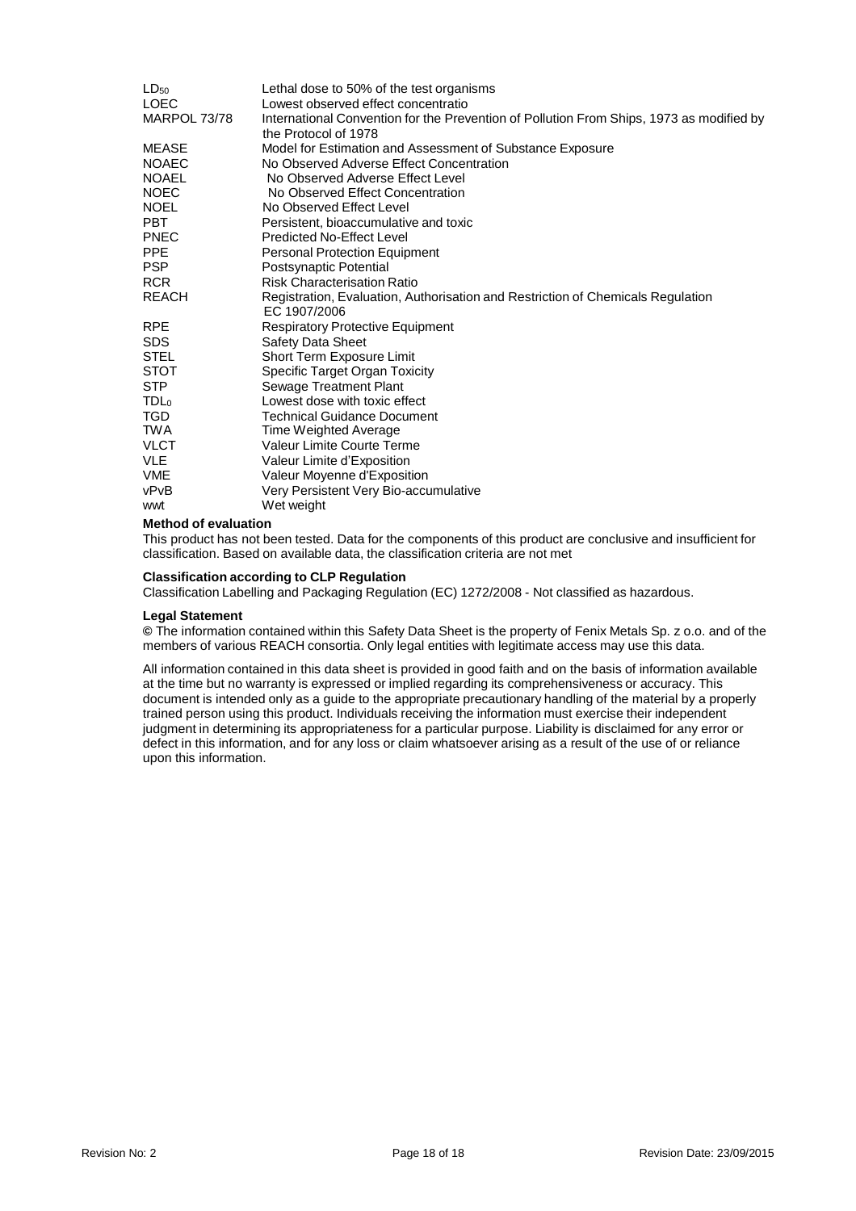| | |
|---|---|
| $LD_{50}$ | Lethal dose to 50% of the test organisms |
| LOEC | Lowest observed effect concentratio |
| MARPOL 73/78 | International Convention for the Prevention of Pollution From Ships, 1973 as modified by the Protocol of 1978 |
| MEASE | Model for Estimation and Assessment of Substance Exposure |
| NOAEC | No Observed Adverse Effect Concentration |
| NOAEL | No Observed Adverse Effect Level |
| NOEC | No Observed Effect Concentration |
| NOEL | No Observed Effect Level |
| PBT | Persistent, bioaccumulative and toxic |
| PNEC | Predicted No-Effect Level |
| PPE | Personal Protection Equipment |
| PSP | Postsynaptic Potential |
| RCR | Risk Characterisation Ratio |
| REACH | Registration, Evaluation, Authorisation and Restriction of Chemicals Regulation EC 1907/2006 |
| RPE | Respiratory Protective Equipment |
| SDS | Safety Data Sheet |
| STEL | Short Term Exposure Limit |
| STOT | Specific Target Organ Toxicity |
| STP | Sewage Treatment Plant |
| $TDL_0$ | Lowest dose with toxic effect |
| TGD | Technical Guidance Document |
| TWA | Time Weighted Average |
| VLCT | Valeur Limite Courte Terme |
| VLE | Valeur Limite d'Exposition |
| VME | Valeur Moyenne d'Exposition |
| vPvB | Very Persistent Very Bio-accumulative |
| wwt | Wet weight |

**Method of evaluation**

This product has not been tested. Data for the components of this product are conclusive and insufficient for classification. Based on available data, the classification criteria are not met

**Classification according to CLP Regulation**

Classification Labelling and Packaging Regulation (EC) 1272/2008 - Not classified as hazardous.

**Legal Statement**

© The information contained within this Safety Data Sheet is the property of Fenix Metals Sp. z o.o. and of the members of various REACH consortia. Only legal entities with legitimate access may use this data.

All information contained in this data sheet is provided in good faith and on the basis of information available at the time but no warranty is expressed or implied regarding its comprehensiveness or accuracy. This document is intended only as a guide to the appropriate precautionary handling of the material by a properly trained person using this product. Individuals receiving the information must exercise their independent judgment in determining its appropriateness for a particular purpose. Liability is disclaimed for any error or defect in this information, and for any loss or claim whatsoever arising as a result of the use of or reliance upon this information.